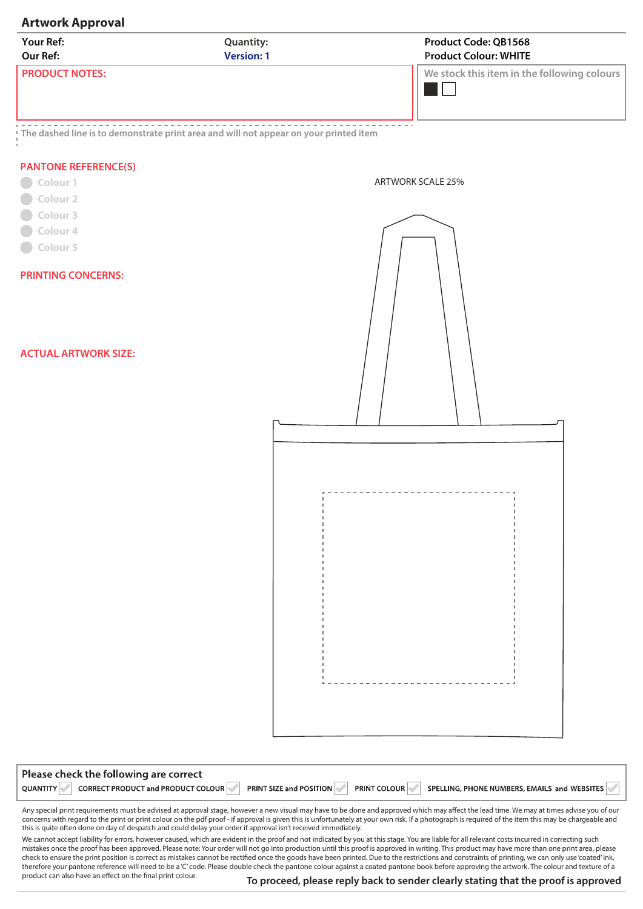## Artwork Approval

**Your Ref:**
**Our Ref:**

**Quantity:**
**Version: 1**

**Product Code: QB1568**
**Product Colour: WHITE**

**PRODUCT NOTES:**

We stock this item in the following colours

The dashed line is to demonstrate print area and will not appear on your printed item

**PANTONE REFERENCE(S)**

- Colour 1
- Colour 2
- Colour 3
- Colour 4
- Colour 5

**PRINTING CONCERNS:**

**ACTUAL ARTWORK SIZE:**

ARTWORK SCALE 25%

**Please check the following are correct**

QUANTITY | CORRECT PRODUCT and PRODUCT COLOUR | PRINT SIZE and POSITION | PRINT COLOUR | SPELLING, PHONE NUMBERS, EMAILS and WEBSITES

Any special print requirements must be advised at approval stage, however a new visual may have to be done and approved which may affect the lead time. We may at times advise you of our concerns with regard to the print or print colour on the pdf proof - if approval is given this is unfortunately at your own risk. If a photograph is required of the item this may be chargeable and this is quite often done on day of despatch and could delay your order if approval isn't received immediately.

We cannot accept liability for errors, however caused, which are evident in the proof and not indicated by you at this stage. You are liable for all relevant costs incurred in correcting such mistakes once the proof has been approved. Please note: Your order will not go into production until this proof is approved in writing. This product may have more than one print area, please check to ensure the print position is correct as mistakes cannot be rectified once the goods have been printed. Due to the restrictions and constraints of printing, we can only use 'coated' ink, therefore your pantone reference will need to be a 'C' code. Please double check the pantone colour against a coated pantone book before approving the artwork. The colour and texture of a product can also have an effect on the final print colour.

**To proceed, please reply back to sender clearly stating that the proof is approved**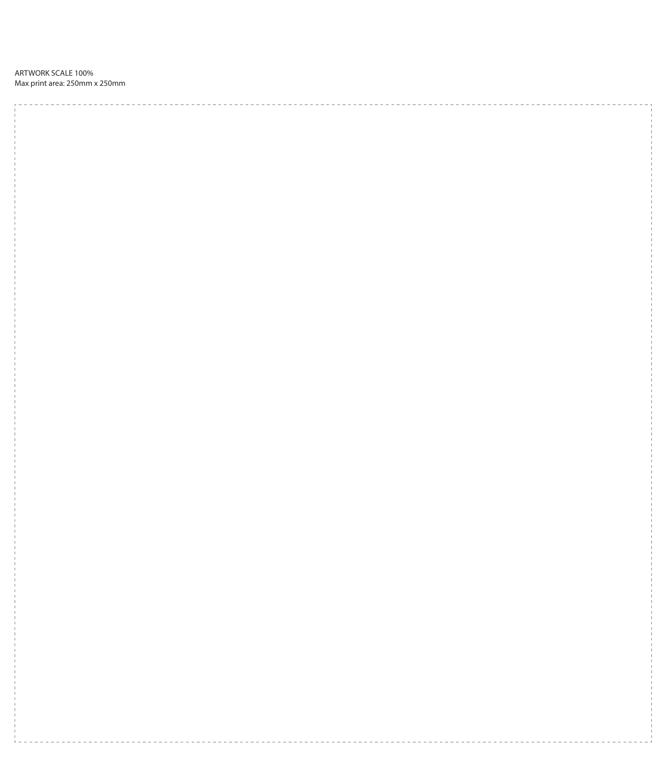ARTWORK SCALE 100%
Max print area: 250mm x 250mm